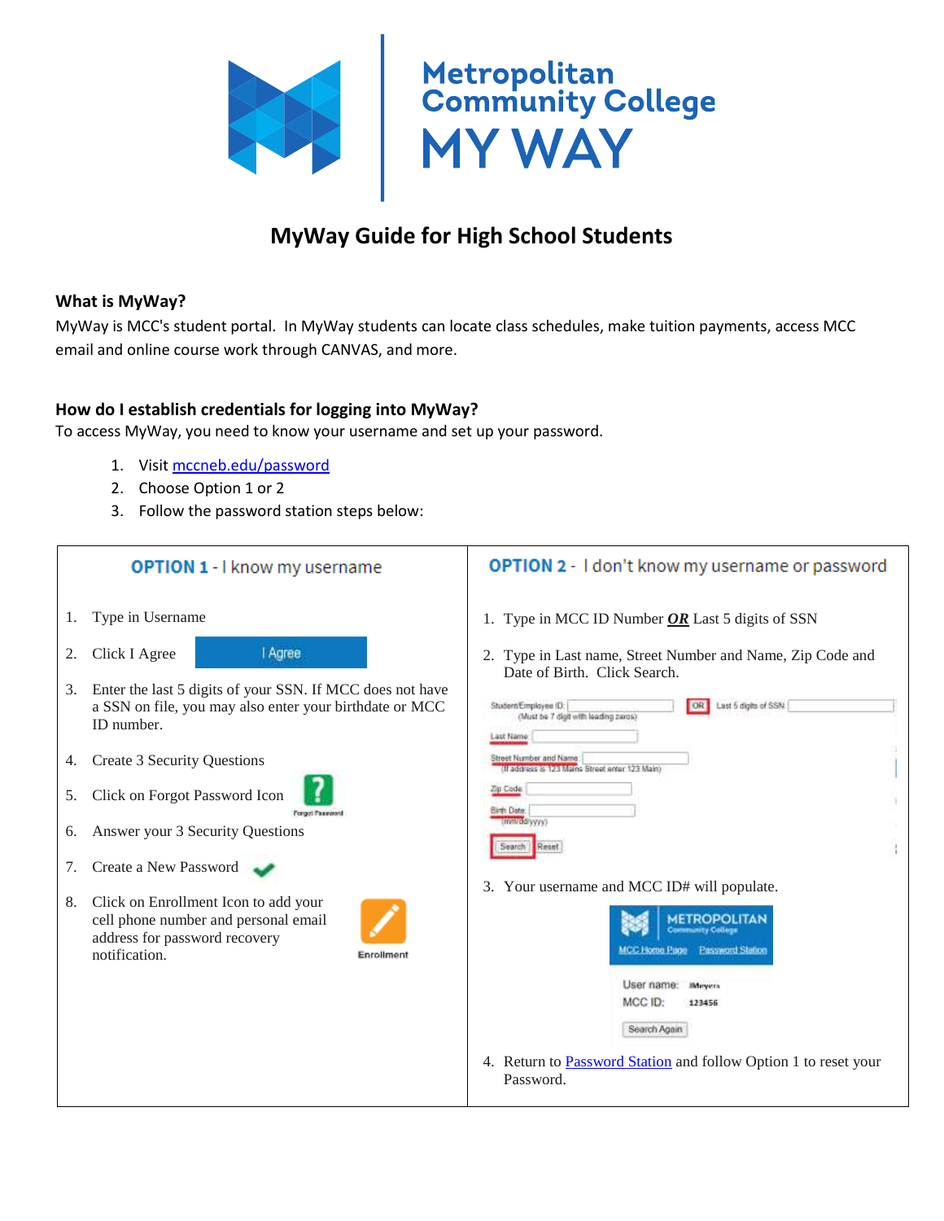# Metropolitan Community College MY WAY

## MyWay Guide for High School Students

### What is MyWay?

MyWay is MCC's student portal. In MyWay students can locate class schedules, make tuition payments, access MCC email and online course work through CANVAS, and more.

### How do I establish credentials for logging into MyWay?

To access MyWay, you need to know your username and set up your password.

1. Visit [mccneb.edu/password](mccneb.edu/password)
2. Choose Option 1 or 2
3. Follow the password station steps below:

#### OPTION 1 - I know my username

1. Type in Username
2. Click I Agree
3. Enter the last 5 digits of your SSN. If MCC does not have a SSN on file, you may also enter your birthdate or MCC ID number.
4. Create 3 Security Questions
5. Click on Forgot Password Icon
6. Answer your 3 Security Questions
7. Create a New Password
8. Click on Enrollment Icon to add your cell phone number and personal email address for password recovery notification.

#### OPTION 2 - I don't know my username or password

1. Type in MCC ID Number ***OR*** Last 5 digits of SSN
2. Type in Last name, Street Number and Name, Zip Code and Date of Birth. Click Search.
3. Your username and MCC ID# will populate.
4. Return to [Password Station](Password Station) and follow Option 1 to reset your Password.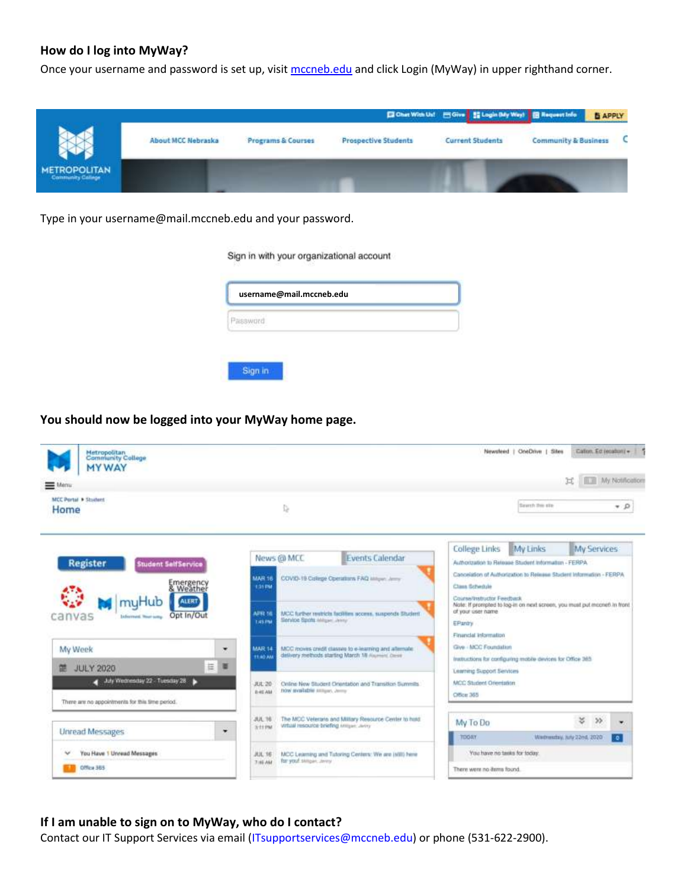### How do I log into MyWay?

Once your username and password is set up, visit [mccneb.edu](mccneb.edu) and click Login (MyWay) in upper righthand corner.

Type in your username@mail.mccneb.edu and your password.

### You should now be logged into your MyWay home page.

### If I am unable to sign on to MyWay, who do I contact?

Contact our IT Support Services via email (ITsupportservices@mccneb.edu) or phone (531-622-2900).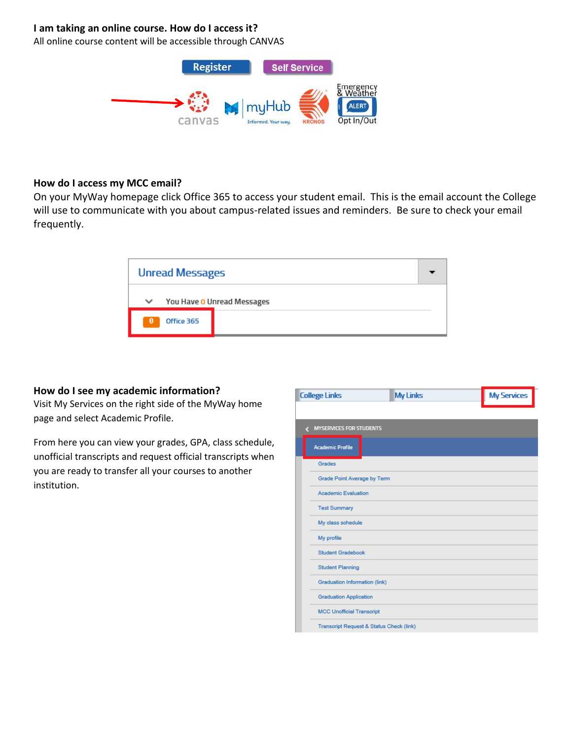**I am taking an online course. How do I access it?**

All online course content will be accessible through CANVAS

**How do I access my MCC email?**

On your MyWay homepage click Office 365 to access your student email. This is the email account the College will use to communicate with you about campus-related issues and reminders. Be sure to check your email frequently.

**How do I see my academic information?**

Visit My Services on the right side of the MyWay home page and select Academic Profile.

From here you can view your grades, GPA, class schedule, unofficial transcripts and request official transcripts when you are ready to transfer all your courses to another institution.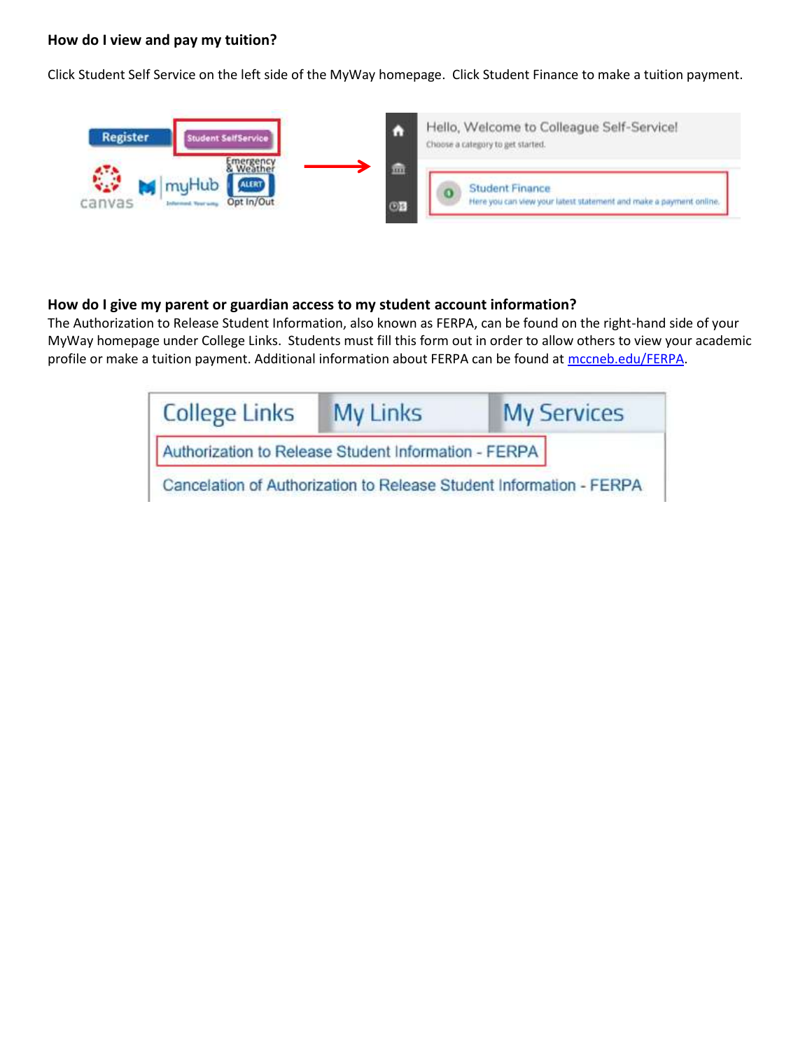**How do I view and pay my tuition?**

Click Student Self Service on the left side of the MyWay homepage. Click Student Finance to make a tuition payment.

**How do I give my parent or guardian access to my student account information?**

The Authorization to Release Student Information, also known as FERPA, can be found on the right-hand side of your MyWay homepage under College Links. Students must fill this form out in order to allow others to view your academic profile or make a tuition payment. Additional information about FERPA can be found at [mccneb.edu/FERPA](mccneb.edu/FERPA).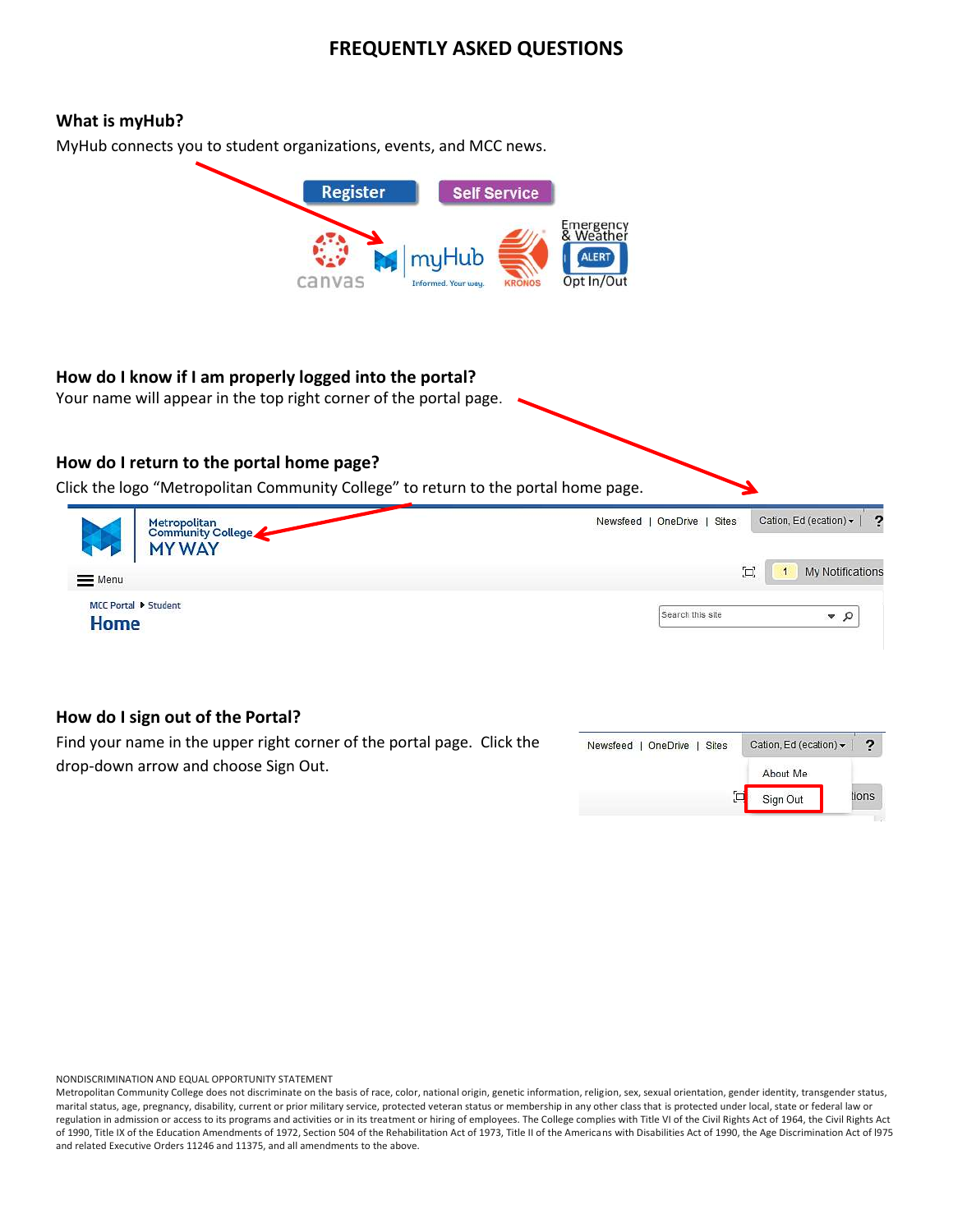# FREQUENTLY ASKED QUESTIONS

### What is myHub?

MyHub connects you to student organizations, events, and MCC news.

### How do I know if I am properly logged into the portal?

Your name will appear in the top right corner of the portal page.

### How do I return to the portal home page?

Click the logo "Metropolitan Community College" to return to the portal home page.

### How do I sign out of the Portal?

Find your name in the upper right corner of the portal page. Click the drop-down arrow and choose Sign Out.

NONDISCRIMINATION AND EQUAL OPPORTUNITY STATEMENT

Metropolitan Community College does not discriminate on the basis of race, color, national origin, genetic information, religion, sex, sexual orientation, gender identity, transgender status, marital status, age, pregnancy, disability, current or prior military service, protected veteran status or membership in any other class that is protected under local, state or federal law or regulation in admission or access to its programs and activities or in its treatment or hiring of employees. The College complies with Title VI of the Civil Rights Act of 1964, the Civil Rights Act of 1990, Title IX of the Education Amendments of 1972, Section 504 of the Rehabilitation Act of 1973, Title II of the Americans with Disabilities Act of 1990, the Age Discrimination Act of l975 and related Executive Orders 11246 and 11375, and all amendments to the above.